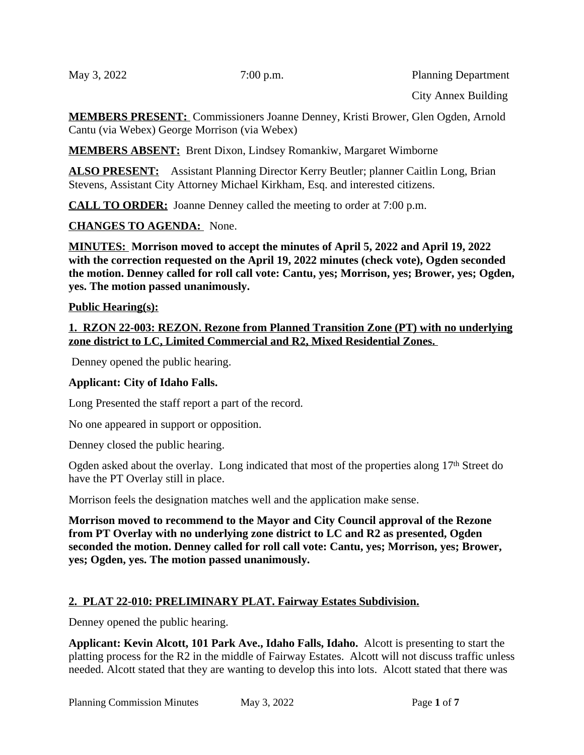May 3, 2022 7:00 p.m. Planning Department

City Annex Building

**MEMBERS PRESENT:** Commissioners Joanne Denney, Kristi Brower, Glen Ogden, Arnold Cantu (via Webex) George Morrison (via Webex)

**MEMBERS ABSENT:** Brent Dixon, Lindsey Romankiw, Margaret Wimborne

**ALSO PRESENT:** Assistant Planning Director Kerry Beutler; planner Caitlin Long, Brian Stevens, Assistant City Attorney Michael Kirkham, Esq. and interested citizens.

**CALL TO ORDER:** Joanne Denney called the meeting to order at 7:00 p.m.

**CHANGES TO AGENDA:** None.

**MINUTES: Morrison moved to accept the minutes of April 5, 2022 and April 19, 2022 with the correction requested on the April 19, 2022 minutes (check vote), Ogden seconded the motion. Denney called for roll call vote: Cantu, yes; Morrison, yes; Brower, yes; Ogden, yes. The motion passed unanimously.**

**Public Hearing(s):**

**1. RZON 22-003: REZON. Rezone from Planned Transition Zone (PT) with no underlying zone district to LC, Limited Commercial and R2, Mixed Residential Zones.**

Denney opened the public hearing.

**Applicant: City of Idaho Falls.**

Long Presented the staff report a part of the record.

No one appeared in support or opposition.

Denney closed the public hearing.

Ogden asked about the overlay. Long indicated that most of the properties along 17th Street do have the PT Overlay still in place.

Morrison feels the designation matches well and the application make sense.

**Morrison moved to recommend to the Mayor and City Council approval of the Rezone from PT Overlay with no underlying zone district to LC and R2 as presented, Ogden seconded the motion. Denney called for roll call vote: Cantu, yes; Morrison, yes; Brower, yes; Ogden, yes. The motion passed unanimously.**

**2. PLAT 22-010: PRELIMINARY PLAT. Fairway Estates Subdivision.**

Denney opened the public hearing.

**Applicant: Kevin Alcott, 101 Park Ave., Idaho Falls, Idaho.** Alcott is presenting to start the platting process for the R2 in the middle of Fairway Estates. Alcott will not discuss traffic unless needed. Alcott stated that they are wanting to develop this into lots. Alcott stated that there was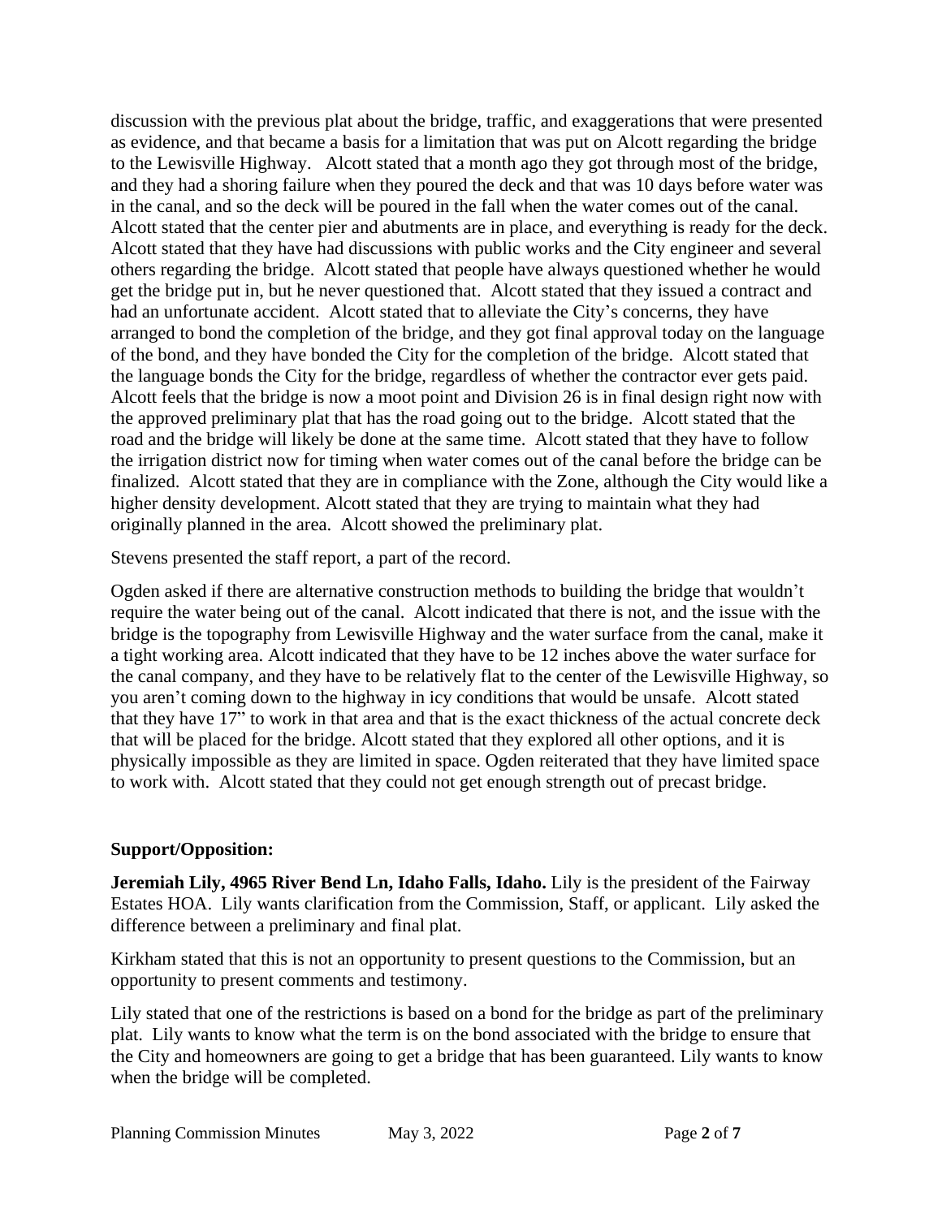discussion with the previous plat about the bridge, traffic, and exaggerations that were presented as evidence, and that became a basis for a limitation that was put on Alcott regarding the bridge to the Lewisville Highway. Alcott stated that a month ago they got through most of the bridge, and they had a shoring failure when they poured the deck and that was 10 days before water was in the canal, and so the deck will be poured in the fall when the water comes out of the canal. Alcott stated that the center pier and abutments are in place, and everything is ready for the deck. Alcott stated that they have had discussions with public works and the City engineer and several others regarding the bridge. Alcott stated that people have always questioned whether he would get the bridge put in, but he never questioned that. Alcott stated that they issued a contract and had an unfortunate accident. Alcott stated that to alleviate the City's concerns, they have arranged to bond the completion of the bridge, and they got final approval today on the language of the bond, and they have bonded the City for the completion of the bridge. Alcott stated that the language bonds the City for the bridge, regardless of whether the contractor ever gets paid. Alcott feels that the bridge is now a moot point and Division 26 is in final design right now with the approved preliminary plat that has the road going out to the bridge. Alcott stated that the road and the bridge will likely be done at the same time. Alcott stated that they have to follow the irrigation district now for timing when water comes out of the canal before the bridge can be finalized. Alcott stated that they are in compliance with the Zone, although the City would like a higher density development. Alcott stated that they are trying to maintain what they had originally planned in the area. Alcott showed the preliminary plat.

Stevens presented the staff report, a part of the record.

Ogden asked if there are alternative construction methods to building the bridge that wouldn't require the water being out of the canal. Alcott indicated that there is not, and the issue with the bridge is the topography from Lewisville Highway and the water surface from the canal, make it a tight working area. Alcott indicated that they have to be 12 inches above the water surface for the canal company, and they have to be relatively flat to the center of the Lewisville Highway, so you aren't coming down to the highway in icy conditions that would be unsafe. Alcott stated that they have 17" to work in that area and that is the exact thickness of the actual concrete deck that will be placed for the bridge. Alcott stated that they explored all other options, and it is physically impossible as they are limited in space. Ogden reiterated that they have limited space to work with. Alcott stated that they could not get enough strength out of precast bridge.

**Support/Opposition:**

**Jeremiah Lily, 4965 River Bend Ln, Idaho Falls, Idaho.** Lily is the president of the Fairway Estates HOA. Lily wants clarification from the Commission, Staff, or applicant. Lily asked the difference between a preliminary and final plat.

Kirkham stated that this is not an opportunity to present questions to the Commission, but an opportunity to present comments and testimony.

Lily stated that one of the restrictions is based on a bond for the bridge as part of the preliminary plat. Lily wants to know what the term is on the bond associated with the bridge to ensure that the City and homeowners are going to get a bridge that has been guaranteed. Lily wants to know when the bridge will be completed.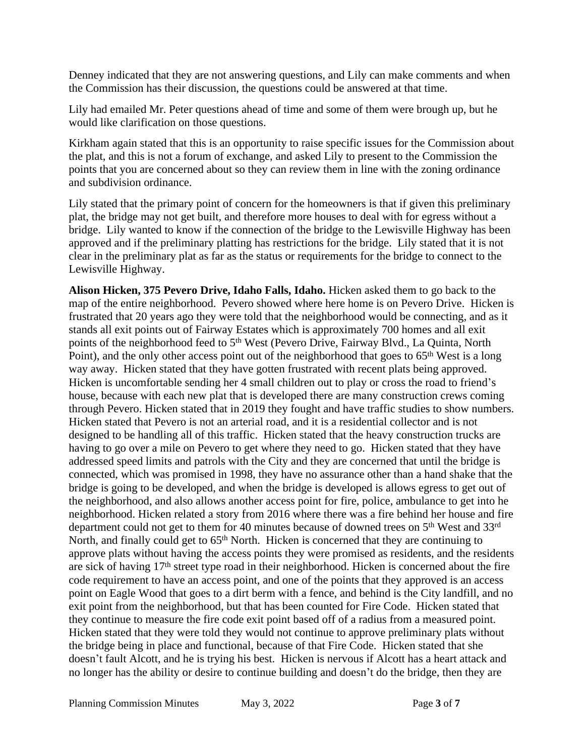Denney indicated that they are not answering questions, and Lily can make comments and when the Commission has their discussion, the questions could be answered at that time.

Lily had emailed Mr. Peter questions ahead of time and some of them were brough up, but he would like clarification on those questions.

Kirkham again stated that this is an opportunity to raise specific issues for the Commission about the plat, and this is not a forum of exchange, and asked Lily to present to the Commission the points that you are concerned about so they can review them in line with the zoning ordinance and subdivision ordinance.

Lily stated that the primary point of concern for the homeowners is that if given this preliminary plat, the bridge may not get built, and therefore more houses to deal with for egress without a bridge. Lily wanted to know if the connection of the bridge to the Lewisville Highway has been approved and if the preliminary platting has restrictions for the bridge. Lily stated that it is not clear in the preliminary plat as far as the status or requirements for the bridge to connect to the Lewisville Highway.

**Alison Hicken, 375 Pevero Drive, Idaho Falls, Idaho.** Hicken asked them to go back to the map of the entire neighborhood. Pevero showed where here home is on Pevero Drive. Hicken is frustrated that 20 years ago they were told that the neighborhood would be connecting, and as it stands all exit points out of Fairway Estates which is approximately 700 homes and all exit points of the neighborhood feed to 5th West (Pevero Drive, Fairway Blvd., La Quinta, North Point), and the only other access point out of the neighborhood that goes to 65th West is a long way away. Hicken stated that they have gotten frustrated with recent plats being approved. Hicken is uncomfortable sending her 4 small children out to play or cross the road to friend's house, because with each new plat that is developed there are many construction crews coming through Pevero. Hicken stated that in 2019 they fought and have traffic studies to show numbers. Hicken stated that Pevero is not an arterial road, and it is a residential collector and is not designed to be handling all of this traffic. Hicken stated that the heavy construction trucks are having to go over a mile on Pevero to get where they need to go. Hicken stated that they have addressed speed limits and patrols with the City and they are concerned that until the bridge is connected, which was promised in 1998, they have no assurance other than a hand shake that the bridge is going to be developed, and when the bridge is developed is allows egress to get out of the neighborhood, and also allows another access point for fire, police, ambulance to get into he neighborhood. Hicken related a story from 2016 where there was a fire behind her house and fire department could not get to them for 40 minutes because of downed trees on 5th West and 33rd North, and finally could get to 65th North. Hicken is concerned that they are continuing to approve plats without having the access points they were promised as residents, and the residents are sick of having 17th street type road in their neighborhood. Hicken is concerned about the fire code requirement to have an access point, and one of the points that they approved is an access point on Eagle Wood that goes to a dirt berm with a fence, and behind is the City landfill, and no exit point from the neighborhood, but that has been counted for Fire Code. Hicken stated that they continue to measure the fire code exit point based off of a radius from a measured point. Hicken stated that they were told they would not continue to approve preliminary plats without the bridge being in place and functional, because of that Fire Code. Hicken stated that she doesn't fault Alcott, and he is trying his best. Hicken is nervous if Alcott has a heart attack and no longer has the ability or desire to continue building and doesn't do the bridge, then they are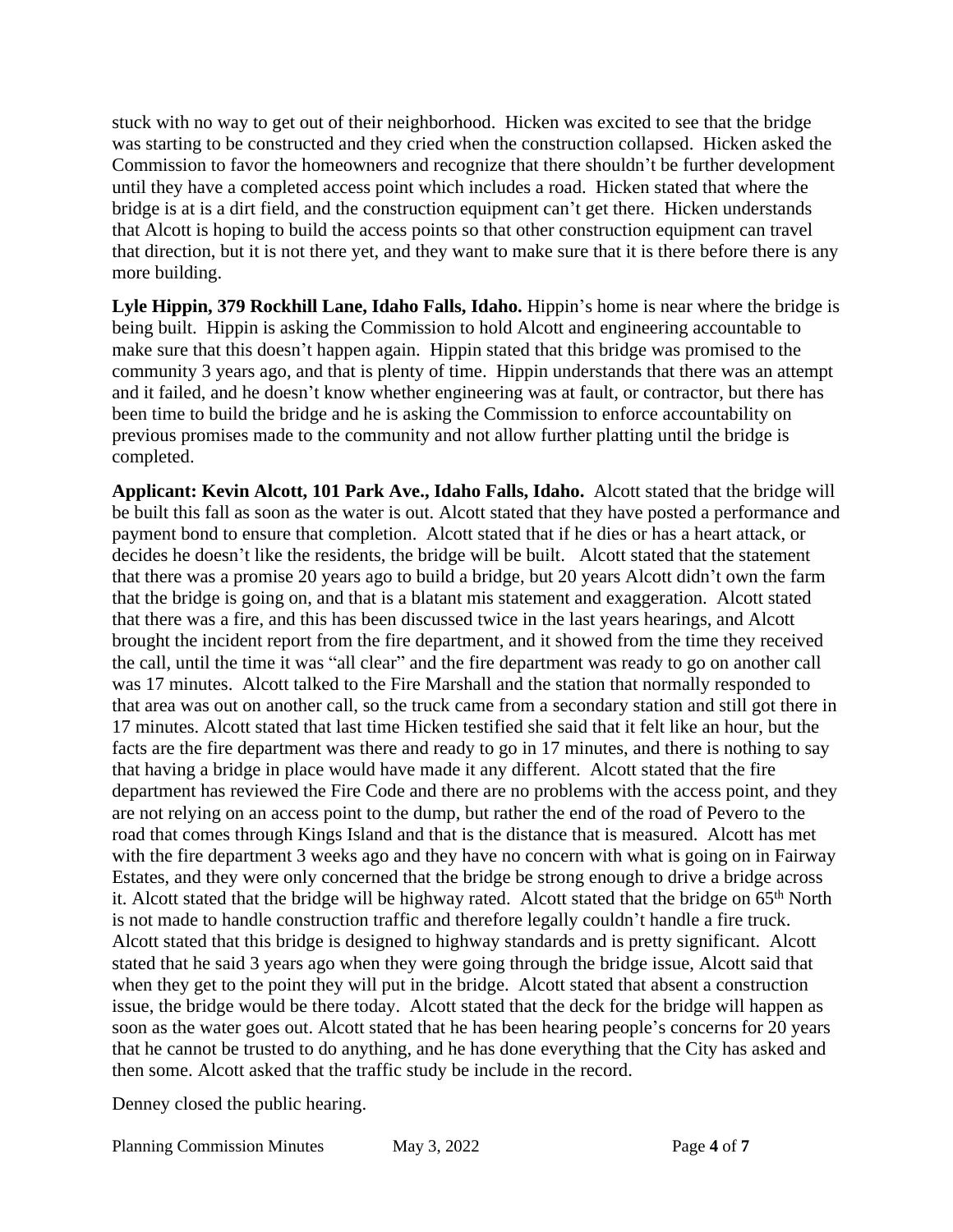stuck with no way to get out of their neighborhood. Hicken was excited to see that the bridge was starting to be constructed and they cried when the construction collapsed. Hicken asked the Commission to favor the homeowners and recognize that there shouldn't be further development until they have a completed access point which includes a road. Hicken stated that where the bridge is at is a dirt field, and the construction equipment can't get there. Hicken understands that Alcott is hoping to build the access points so that other construction equipment can travel that direction, but it is not there yet, and they want to make sure that it is there before there is any more building.

**Lyle Hippin, 379 Rockhill Lane, Idaho Falls, Idaho.** Hippin's home is near where the bridge is being built. Hippin is asking the Commission to hold Alcott and engineering accountable to make sure that this doesn't happen again. Hippin stated that this bridge was promised to the community 3 years ago, and that is plenty of time. Hippin understands that there was an attempt and it failed, and he doesn't know whether engineering was at fault, or contractor, but there has been time to build the bridge and he is asking the Commission to enforce accountability on previous promises made to the community and not allow further platting until the bridge is completed.

**Applicant: Kevin Alcott, 101 Park Ave., Idaho Falls, Idaho.** Alcott stated that the bridge will be built this fall as soon as the water is out. Alcott stated that they have posted a performance and payment bond to ensure that completion. Alcott stated that if he dies or has a heart attack, or decides he doesn't like the residents, the bridge will be built. Alcott stated that the statement that there was a promise 20 years ago to build a bridge, but 20 years Alcott didn't own the farm that the bridge is going on, and that is a blatant mis statement and exaggeration. Alcott stated that there was a fire, and this has been discussed twice in the last years hearings, and Alcott brought the incident report from the fire department, and it showed from the time they received the call, until the time it was "all clear" and the fire department was ready to go on another call was 17 minutes. Alcott talked to the Fire Marshall and the station that normally responded to that area was out on another call, so the truck came from a secondary station and still got there in 17 minutes. Alcott stated that last time Hicken testified she said that it felt like an hour, but the facts are the fire department was there and ready to go in 17 minutes, and there is nothing to say that having a bridge in place would have made it any different. Alcott stated that the fire department has reviewed the Fire Code and there are no problems with the access point, and they are not relying on an access point to the dump, but rather the end of the road of Pevero to the road that comes through Kings Island and that is the distance that is measured. Alcott has met with the fire department 3 weeks ago and they have no concern with what is going on in Fairway Estates, and they were only concerned that the bridge be strong enough to drive a bridge across it. Alcott stated that the bridge will be highway rated. Alcott stated that the bridge on 65th North is not made to handle construction traffic and therefore legally couldn't handle a fire truck. Alcott stated that this bridge is designed to highway standards and is pretty significant. Alcott stated that he said 3 years ago when they were going through the bridge issue, Alcott said that when they get to the point they will put in the bridge. Alcott stated that absent a construction issue, the bridge would be there today. Alcott stated that the deck for the bridge will happen as soon as the water goes out. Alcott stated that he has been hearing people's concerns for 20 years that he cannot be trusted to do anything, and he has done everything that the City has asked and then some. Alcott asked that the traffic study be include in the record.

Denney closed the public hearing.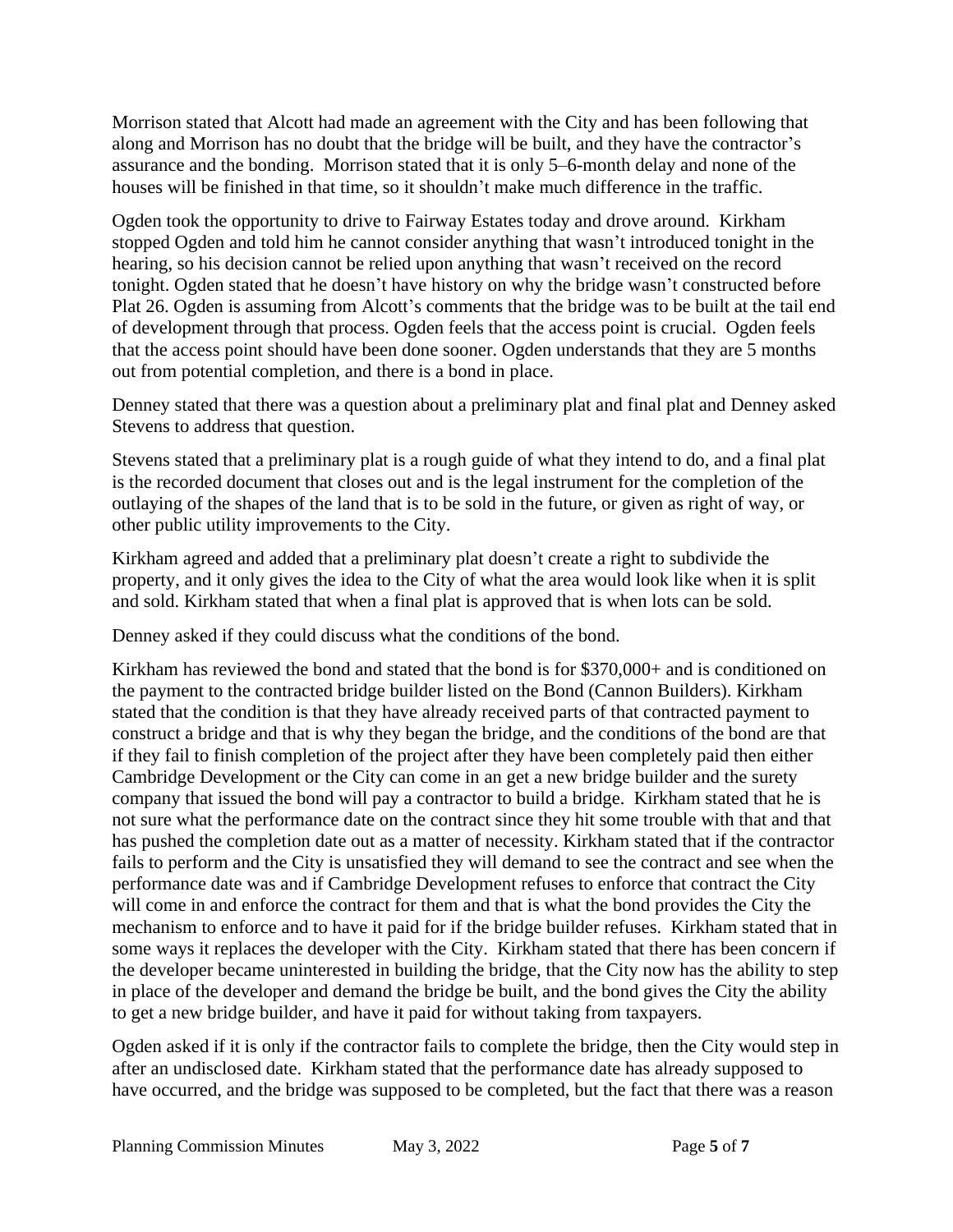Morrison stated that Alcott had made an agreement with the City and has been following that along and Morrison has no doubt that the bridge will be built, and they have the contractor's assurance and the bonding. Morrison stated that it is only 5–6-month delay and none of the houses will be finished in that time, so it shouldn't make much difference in the traffic.

Ogden took the opportunity to drive to Fairway Estates today and drove around. Kirkham stopped Ogden and told him he cannot consider anything that wasn't introduced tonight in the hearing, so his decision cannot be relied upon anything that wasn't received on the record tonight. Ogden stated that he doesn't have history on why the bridge wasn't constructed before Plat 26. Ogden is assuming from Alcott's comments that the bridge was to be built at the tail end of development through that process. Ogden feels that the access point is crucial. Ogden feels that the access point should have been done sooner. Ogden understands that they are 5 months out from potential completion, and there is a bond in place.

Denney stated that there was a question about a preliminary plat and final plat and Denney asked Stevens to address that question.

Stevens stated that a preliminary plat is a rough guide of what they intend to do, and a final plat is the recorded document that closes out and is the legal instrument for the completion of the outlaying of the shapes of the land that is to be sold in the future, or given as right of way, or other public utility improvements to the City.

Kirkham agreed and added that a preliminary plat doesn't create a right to subdivide the property, and it only gives the idea to the City of what the area would look like when it is split and sold. Kirkham stated that when a final plat is approved that is when lots can be sold.

Denney asked if they could discuss what the conditions of the bond.

Kirkham has reviewed the bond and stated that the bond is for $370,000+ and is conditioned on the payment to the contracted bridge builder listed on the Bond (Cannon Builders). Kirkham stated that the condition is that they have already received parts of that contracted payment to construct a bridge and that is why they began the bridge, and the conditions of the bond are that if they fail to finish completion of the project after they have been completely paid then either Cambridge Development or the City can come in an get a new bridge builder and the surety company that issued the bond will pay a contractor to build a bridge. Kirkham stated that he is not sure what the performance date on the contract since they hit some trouble with that and that has pushed the completion date out as a matter of necessity. Kirkham stated that if the contractor fails to perform and the City is unsatisfied they will demand to see the contract and see when the performance date was and if Cambridge Development refuses to enforce that contract the City will come in and enforce the contract for them and that is what the bond provides the City the mechanism to enforce and to have it paid for if the bridge builder refuses. Kirkham stated that in some ways it replaces the developer with the City. Kirkham stated that there has been concern if the developer became uninterested in building the bridge, that the City now has the ability to step in place of the developer and demand the bridge be built, and the bond gives the City the ability to get a new bridge builder, and have it paid for without taking from taxpayers.

Ogden asked if it is only if the contractor fails to complete the bridge, then the City would step in after an undisclosed date. Kirkham stated that the performance date has already supposed to have occurred, and the bridge was supposed to be completed, but the fact that there was a reason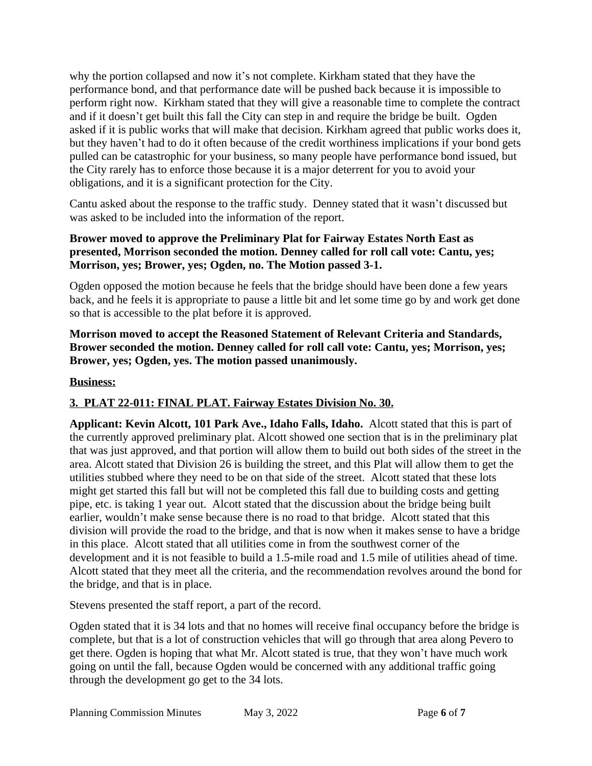why the portion collapsed and now it's not complete. Kirkham stated that they have the performance bond, and that performance date will be pushed back because it is impossible to perform right now. Kirkham stated that they will give a reasonable time to complete the contract and if it doesn't get built this fall the City can step in and require the bridge be built. Ogden asked if it is public works that will make that decision. Kirkham agreed that public works does it, but they haven't had to do it often because of the credit worthiness implications if your bond gets pulled can be catastrophic for your business, so many people have performance bond issued, but the City rarely has to enforce those because it is a major deterrent for you to avoid your obligations, and it is a significant protection for the City.

Cantu asked about the response to the traffic study. Denney stated that it wasn't discussed but was asked to be included into the information of the report.

**Brower moved to approve the Preliminary Plat for Fairway Estates North East as presented, Morrison seconded the motion. Denney called for roll call vote: Cantu, yes; Morrison, yes; Brower, yes; Ogden, no. The Motion passed 3-1.**

Ogden opposed the motion because he feels that the bridge should have been done a few years back, and he feels it is appropriate to pause a little bit and let some time go by and work get done so that is accessible to the plat before it is approved.

**Morrison moved to accept the Reasoned Statement of Relevant Criteria and Standards, Brower seconded the motion. Denney called for roll call vote: Cantu, yes; Morrison, yes; Brower, yes; Ogden, yes. The motion passed unanimously.**

**Business:**

**3. PLAT 22-011: FINAL PLAT. Fairway Estates Division No. 30.**

**Applicant: Kevin Alcott, 101 Park Ave., Idaho Falls, Idaho.** Alcott stated that this is part of the currently approved preliminary plat. Alcott showed one section that is in the preliminary plat that was just approved, and that portion will allow them to build out both sides of the street in the area. Alcott stated that Division 26 is building the street, and this Plat will allow them to get the utilities stubbed where they need to be on that side of the street. Alcott stated that these lots might get started this fall but will not be completed this fall due to building costs and getting pipe, etc. is taking 1 year out. Alcott stated that the discussion about the bridge being built earlier, wouldn't make sense because there is no road to that bridge. Alcott stated that this division will provide the road to the bridge, and that is now when it makes sense to have a bridge in this place. Alcott stated that all utilities come in from the southwest corner of the development and it is not feasible to build a 1.5-mile road and 1.5 mile of utilities ahead of time. Alcott stated that they meet all the criteria, and the recommendation revolves around the bond for the bridge, and that is in place.

Stevens presented the staff report, a part of the record.

Ogden stated that it is 34 lots and that no homes will receive final occupancy before the bridge is complete, but that is a lot of construction vehicles that will go through that area along Pevero to get there. Ogden is hoping that what Mr. Alcott stated is true, that they won't have much work going on until the fall, because Ogden would be concerned with any additional traffic going through the development go get to the 34 lots.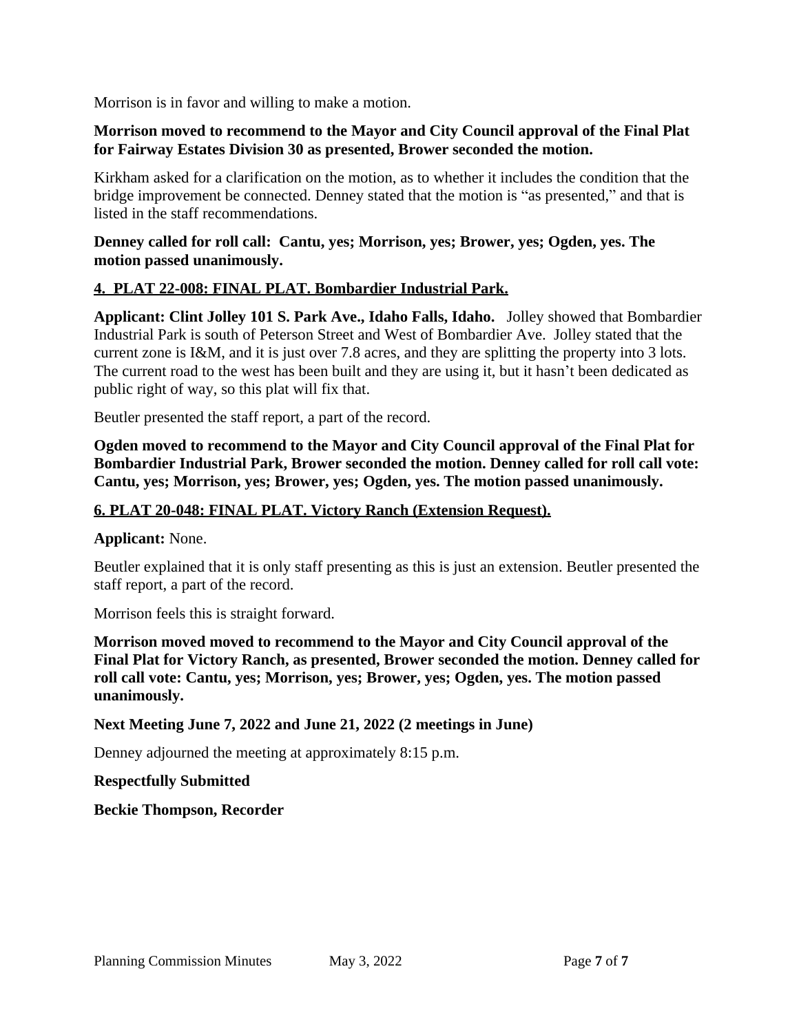Morrison is in favor and willing to make a motion.

**Morrison moved to recommend to the Mayor and City Council approval of the Final Plat for Fairway Estates Division 30 as presented, Brower seconded the motion.**

Kirkham asked for a clarification on the motion, as to whether it includes the condition that the bridge improvement be connected. Denney stated that the motion is "as presented," and that is listed in the staff recommendations.

**Denney called for roll call: Cantu, yes; Morrison, yes; Brower, yes; Ogden, yes. The motion passed unanimously.**

**4. PLAT 22-008: FINAL PLAT. Bombardier Industrial Park.**

**Applicant: Clint Jolley 101 S. Park Ave., Idaho Falls, Idaho.** Jolley showed that Bombardier Industrial Park is south of Peterson Street and West of Bombardier Ave. Jolley stated that the current zone is I&M, and it is just over 7.8 acres, and they are splitting the property into 3 lots. The current road to the west has been built and they are using it, but it hasn't been dedicated as public right of way, so this plat will fix that.

Beutler presented the staff report, a part of the record.

**Ogden moved to recommend to the Mayor and City Council approval of the Final Plat for Bombardier Industrial Park, Brower seconded the motion. Denney called for roll call vote: Cantu, yes; Morrison, yes; Brower, yes; Ogden, yes. The motion passed unanimously.**

**6. PLAT 20-048: FINAL PLAT. Victory Ranch (Extension Request).**

**Applicant:** None.

Beutler explained that it is only staff presenting as this is just an extension. Beutler presented the staff report, a part of the record.

Morrison feels this is straight forward.

**Morrison moved moved to recommend to the Mayor and City Council approval of the Final Plat for Victory Ranch, as presented, Brower seconded the motion. Denney called for roll call vote: Cantu, yes; Morrison, yes; Brower, yes; Ogden, yes. The motion passed unanimously.**

**Next Meeting June 7, 2022 and June 21, 2022 (2 meetings in June)**

Denney adjourned the meeting at approximately 8:15 p.m.

**Respectfully Submitted**

**Beckie Thompson, Recorder**